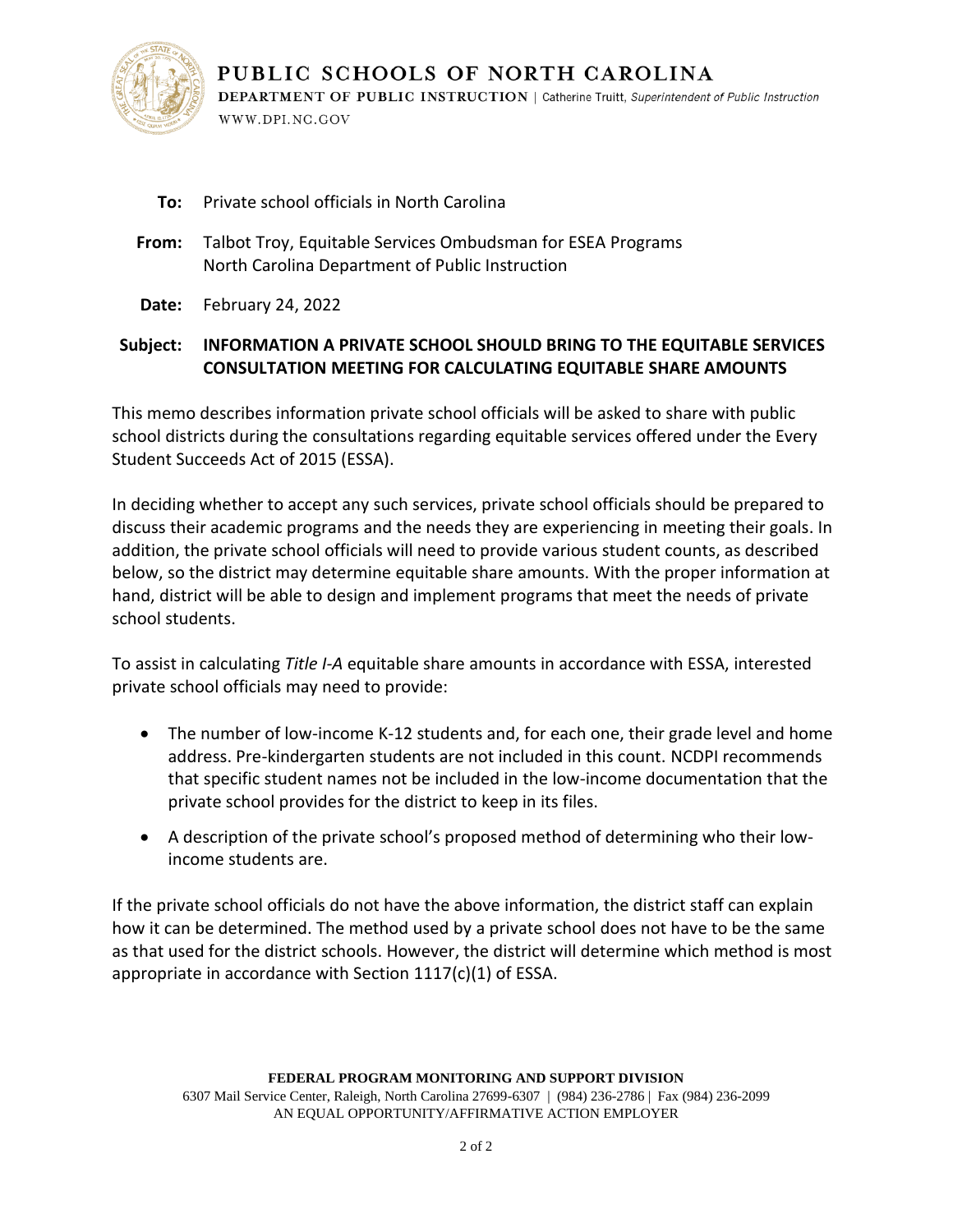PUBLIC SCHOOLS OF NORTH CAROLINA

DEPARTMENT OF PUBLIC INSTRUCTION | Catherine Truitt, *Superintendent of Public Instruction*

WWW.DPI.NC.GOV

**To:** Private school officials in North Carolina

**From:** Talbot Troy, Equitable Services Ombudsman for ESEA Programs
North Carolina Department of Public Instruction

**Date:** February 24, 2022

**Subject: INFORMATION A PRIVATE SCHOOL SHOULD BRING TO THE EQUITABLE SERVICES CONSULTATION MEETING FOR CALCULATING EQUITABLE SHARE AMOUNTS**

This memo describes information private school officials will be asked to share with public school districts during the consultations regarding equitable services offered under the Every Student Succeeds Act of 2015 (ESSA).

In deciding whether to accept any such services, private school officials should be prepared to discuss their academic programs and the needs they are experiencing in meeting their goals. In addition, the private school officials will need to provide various student counts, as described below, so the district may determine equitable share amounts. With the proper information at hand, district will be able to design and implement programs that meet the needs of private school students.

To assist in calculating *Title I-A* equitable share amounts in accordance with ESSA, interested private school officials may need to provide:

- The number of low-income K-12 students and, for each one, their grade level and home address. Pre-kindergarten students are not included in this count. NCDPI recommends that specific student names not be included in the low-income documentation that the private school provides for the district to keep in its files.
- A description of the private school's proposed method of determining who their low-income students are.

If the private school officials do not have the above information, the district staff can explain how it can be determined. The method used by a private school does not have to be the same as that used for the district schools. However, the district will determine which method is most appropriate in accordance with Section 1117(c)(1) of ESSA.

**FEDERAL PROGRAM MONITORING AND SUPPORT DIVISION**
6307 Mail Service Center, Raleigh, North Carolina 27699-6307 | (984) 236-2786 | Fax (984) 236-2099
AN EQUAL OPPORTUNITY/AFFIRMATIVE ACTION EMPLOYER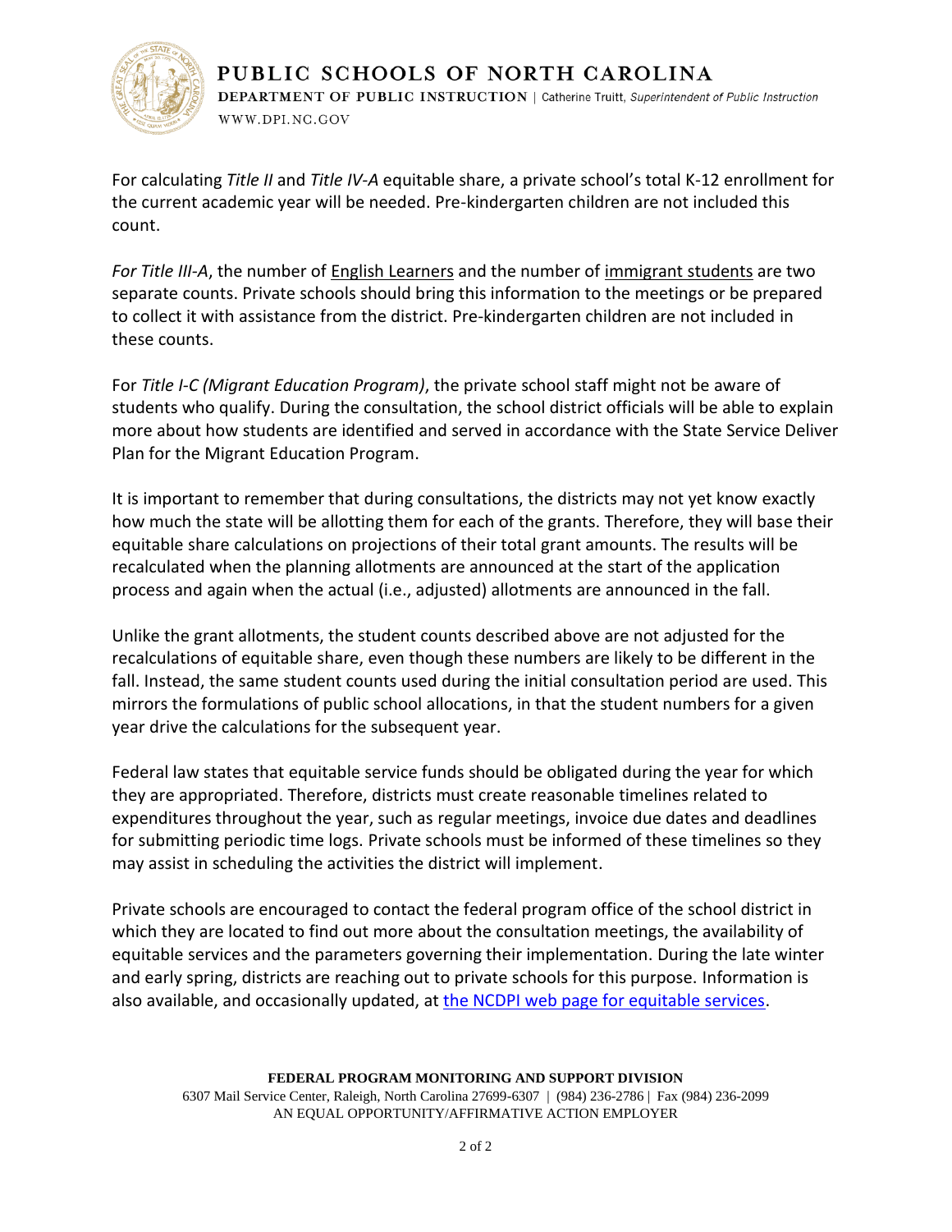For calculating *Title II* and *Title IV-A* equitable share, a private school's total K-12 enrollment for the current academic year will be needed. Pre-kindergarten children are not included this count.

*For Title III-A*, the number of English Learners and the number of immigrant students are two separate counts. Private schools should bring this information to the meetings or be prepared to collect it with assistance from the district. Pre-kindergarten children are not included in these counts.

For *Title I-C (Migrant Education Program)*, the private school staff might not be aware of students who qualify. During the consultation, the school district officials will be able to explain more about how students are identified and served in accordance with the State Service Deliver Plan for the Migrant Education Program.

It is important to remember that during consultations, the districts may not yet know exactly how much the state will be allotting them for each of the grants. Therefore, they will base their equitable share calculations on projections of their total grant amounts. The results will be recalculated when the planning allotments are announced at the start of the application process and again when the actual (i.e., adjusted) allotments are announced in the fall.

Unlike the grant allotments, the student counts described above are not adjusted for the recalculations of equitable share, even though these numbers are likely to be different in the fall. Instead, the same student counts used during the initial consultation period are used. This mirrors the formulations of public school allocations, in that the student numbers for a given year drive the calculations for the subsequent year.

Federal law states that equitable service funds should be obligated during the year for which they are appropriated. Therefore, districts must create reasonable timelines related to expenditures throughout the year, such as regular meetings, invoice due dates and deadlines for submitting periodic time logs. Private schools must be informed of these timelines so they may assist in scheduling the activities the district will implement.

Private schools are encouraged to contact the federal program office of the school district in which they are located to find out more about the consultation meetings, the availability of equitable services and the parameters governing their implementation. During the late winter and early spring, districts are reaching out to private schools for this purpose. Information is also available, and occasionally updated, at the NCDPI web page for equitable services.